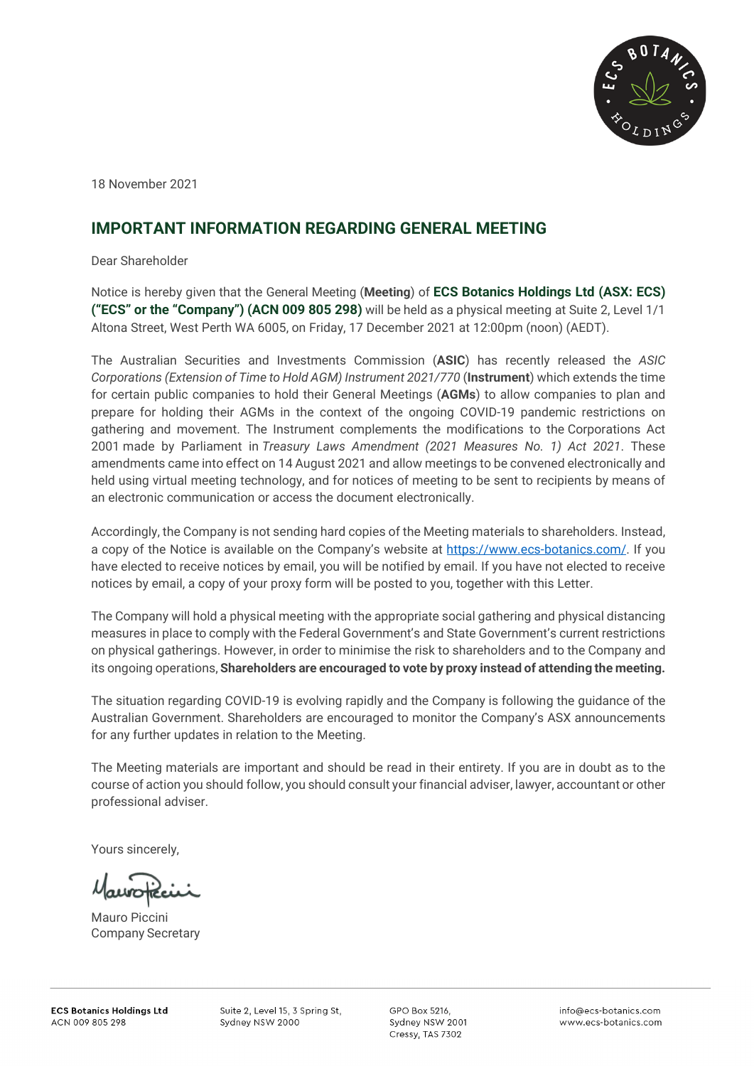18 November 2021

## IMPORTANT INFORMATION REGARDING GENERAL MEETING

Dear Shareholder

Notice is hereby given that the General Meeting (**Meeting**) of **ECS Botanics Holdings Ltd (ASX: ECS) ("ECS" or the "Company") (ACN 009 805 298)** will be held as a physical meeting at Suite 2, Level 1/1 Altona Street, West Perth WA 6005, on Friday, 17 December 2021 at 12:00pm (noon) (AEDT).

The Australian Securities and Investments Commission (**ASIC**) has recently released the *ASIC Corporations (Extension of Time to Hold AGM) Instrument 2021/770* (**Instrument**) which extends the time for certain public companies to hold their General Meetings (**AGMs**) to allow companies to plan and prepare for holding their AGMs in the context of the ongoing COVID-19 pandemic restrictions on gathering and movement. The Instrument complements the modifications to the Corporations Act 2001 made by Parliament in *Treasury Laws Amendment (2021 Measures No. 1) Act 2021*. These amendments came into effect on 14 August 2021 and allow meetings to be convened electronically and held using virtual meeting technology, and for notices of meeting to be sent to recipients by means of an electronic communication or access the document electronically.

Accordingly, the Company is not sending hard copies of the Meeting materials to shareholders. Instead, a copy of the Notice is available on the Company's website at https://www.ecs-botanics.com/. If you have elected to receive notices by email, you will be notified by email. If you have not elected to receive notices by email, a copy of your proxy form will be posted to you, together with this Letter.

The Company will hold a physical meeting with the appropriate social gathering and physical distancing measures in place to comply with the Federal Government's and State Government's current restrictions on physical gatherings. However, in order to minimise the risk to shareholders and to the Company and its ongoing operations, **Shareholders are encouraged to vote by proxy instead of attending the meeting.**

The situation regarding COVID-19 is evolving rapidly and the Company is following the guidance of the Australian Government. Shareholders are encouraged to monitor the Company's ASX announcements for any further updates in relation to the Meeting.

The Meeting materials are important and should be read in their entirety. If you are in doubt as to the course of action you should follow, you should consult your financial adviser, lawyer, accountant or other professional adviser.

Yours sincerely,

Mauro Piccini
Company Secretary

**ECS Botanics Holdings Ltd**
ACN 009 805 298

Suite 2, Level 15, 3 Spring St,
Sydney NSW 2000

GPO Box 5216,
Sydney NSW 2001
Cressy, TAS 7302

info@ecs-botanics.com
www.ecs-botanics.com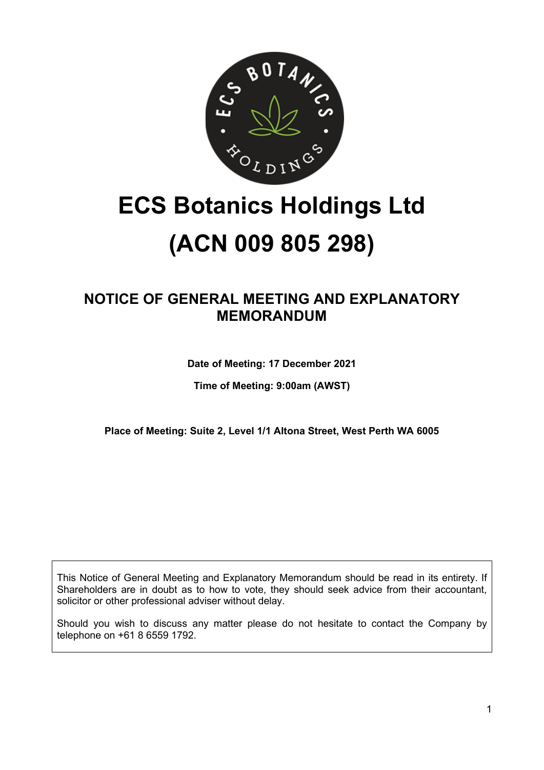# ECS Botanics Holdings Ltd

# (ACN 009 805 298)

## NOTICE OF GENERAL MEETING AND EXPLANATORY MEMORANDUM

**Date of Meeting: 17 December 2021**

**Time of Meeting: 9:00am (AWST)**

**Place of Meeting: Suite 2, Level 1/1 Altona Street, West Perth WA 6005**

This Notice of General Meeting and Explanatory Memorandum should be read in its entirety. If Shareholders are in doubt as to how to vote, they should seek advice from their accountant, solicitor or other professional adviser without delay.

Should you wish to discuss any matter please do not hesitate to contact the Company by telephone on +61 8 6559 1792.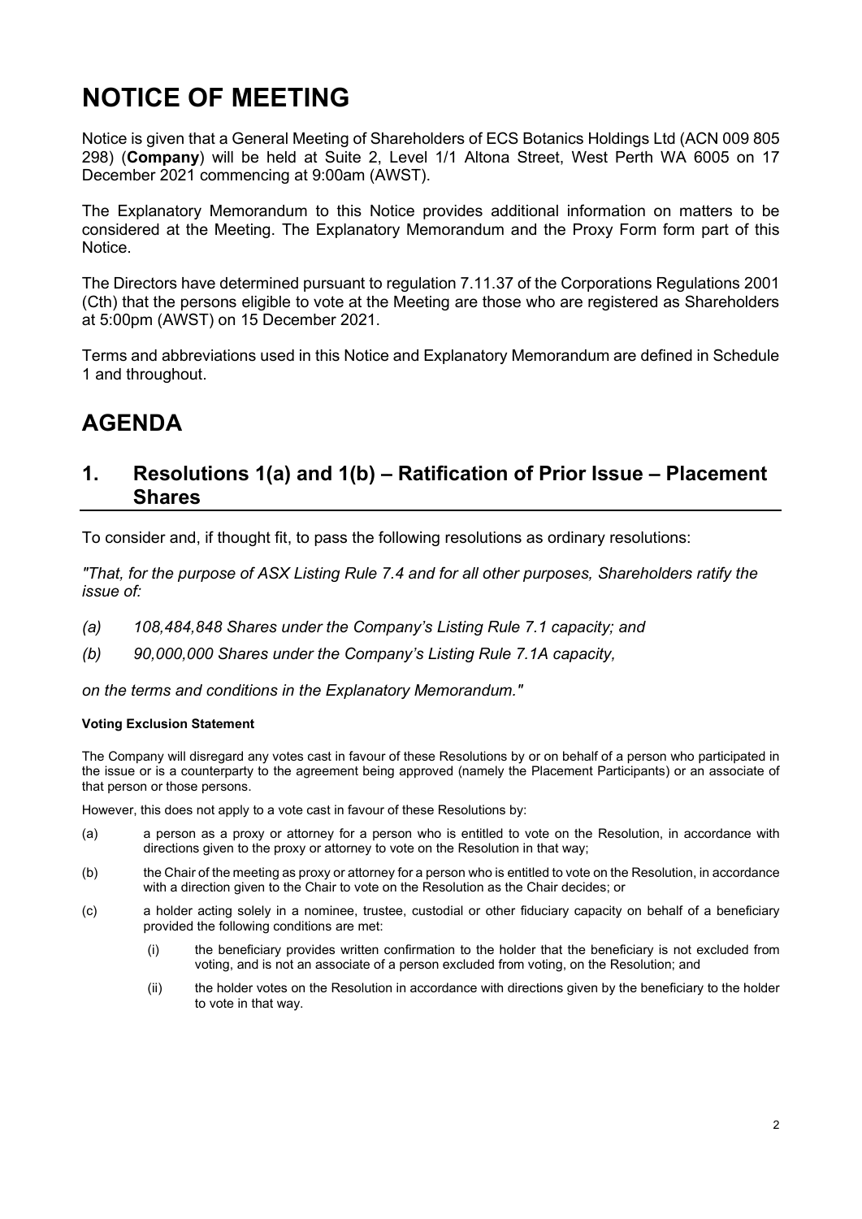# NOTICE OF MEETING

Notice is given that a General Meeting of Shareholders of ECS Botanics Holdings Ltd (ACN 009 805 298) (**Company**) will be held at Suite 2, Level 1/1 Altona Street, West Perth WA 6005 on 17 December 2021 commencing at 9:00am (AWST).

The Explanatory Memorandum to this Notice provides additional information on matters to be considered at the Meeting. The Explanatory Memorandum and the Proxy Form form part of this Notice.

The Directors have determined pursuant to regulation 7.11.37 of the Corporations Regulations 2001 (Cth) that the persons eligible to vote at the Meeting are those who are registered as Shareholders at 5:00pm (AWST) on 15 December 2021.

Terms and abbreviations used in this Notice and Explanatory Memorandum are defined in Schedule 1 and throughout.

# AGENDA

## 1. Resolutions 1(a) and 1(b) – Ratification of Prior Issue – Placement Shares

To consider and, if thought fit, to pass the following resolutions as ordinary resolutions:

*"That, for the purpose of ASX Listing Rule 7.4 and for all other purposes, Shareholders ratify the issue of:*

*(a) 108,484,848 Shares under the Company's Listing Rule 7.1 capacity; and*

*(b) 90,000,000 Shares under the Company's Listing Rule 7.1A capacity,*

*on the terms and conditions in the Explanatory Memorandum."*

**Voting Exclusion Statement**

The Company will disregard any votes cast in favour of these Resolutions by or on behalf of a person who participated in the issue or is a counterparty to the agreement being approved (namely the Placement Participants) or an associate of that person or those persons.

However, this does not apply to a vote cast in favour of these Resolutions by:

(a) a person as a proxy or attorney for a person who is entitled to vote on the Resolution, in accordance with directions given to the proxy or attorney to vote on the Resolution in that way;

(b) the Chair of the meeting as proxy or attorney for a person who is entitled to vote on the Resolution, in accordance with a direction given to the Chair to vote on the Resolution as the Chair decides; or

(c) a holder acting solely in a nominee, trustee, custodial or other fiduciary capacity on behalf of a beneficiary provided the following conditions are met:

   (i) the beneficiary provides written confirmation to the holder that the beneficiary is not excluded from voting, and is not an associate of a person excluded from voting, on the Resolution; and

   (ii) the holder votes on the Resolution in accordance with directions given by the beneficiary to the holder to vote in that way.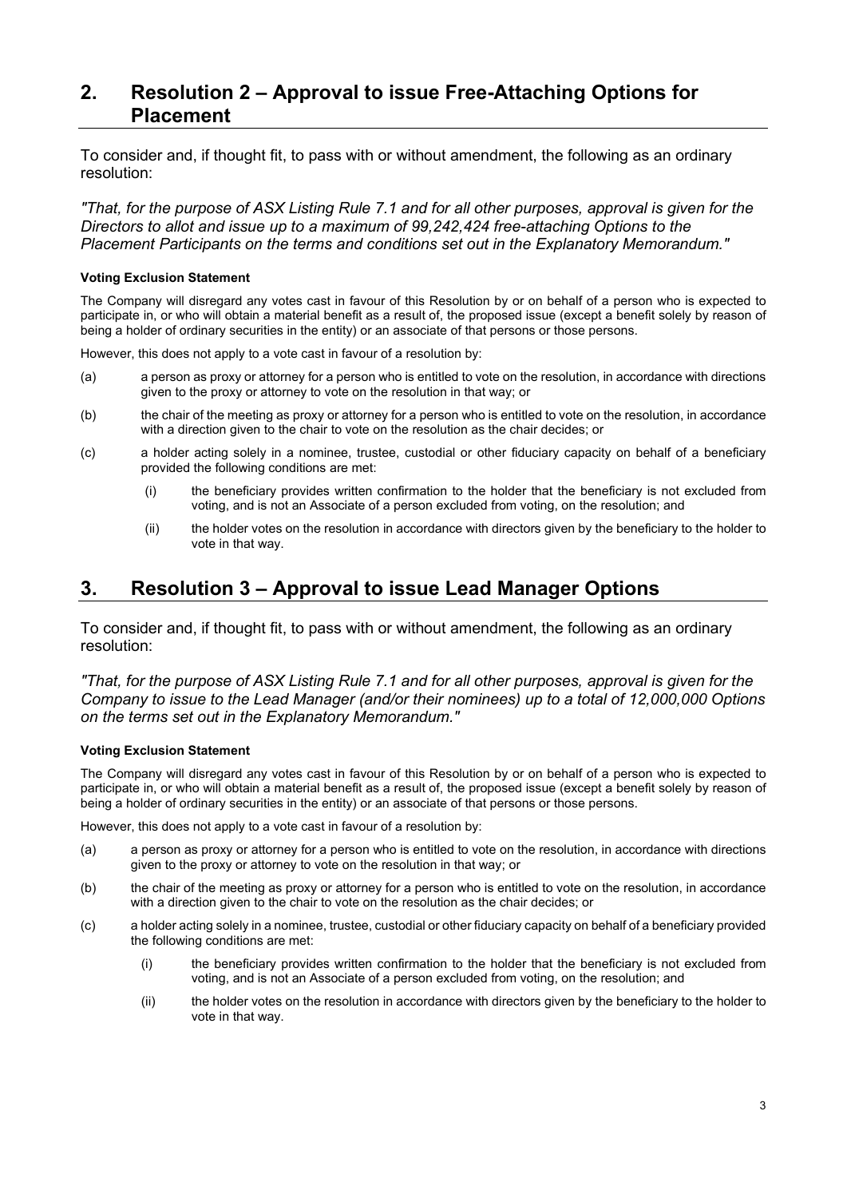## 2. Resolution 2 – Approval to issue Free-Attaching Options for Placement

To consider and, if thought fit, to pass with or without amendment, the following as an ordinary resolution:

*"That, for the purpose of ASX Listing Rule 7.1 and for all other purposes, approval is given for the Directors to allot and issue up to a maximum of 99,242,424 free-attaching Options to the Placement Participants on the terms and conditions set out in the Explanatory Memorandum."*

**Voting Exclusion Statement**

The Company will disregard any votes cast in favour of this Resolution by or on behalf of a person who is expected to participate in, or who will obtain a material benefit as a result of, the proposed issue (except a benefit solely by reason of being a holder of ordinary securities in the entity) or an associate of that persons or those persons.

However, this does not apply to a vote cast in favour of a resolution by:

(a) a person as proxy or attorney for a person who is entitled to vote on the resolution, in accordance with directions given to the proxy or attorney to vote on the resolution in that way; or

(b) the chair of the meeting as proxy or attorney for a person who is entitled to vote on the resolution, in accordance with a direction given to the chair to vote on the resolution as the chair decides; or

(c) a holder acting solely in a nominee, trustee, custodial or other fiduciary capacity on behalf of a beneficiary provided the following conditions are met:

  (i) the beneficiary provides written confirmation to the holder that the beneficiary is not excluded from voting, and is not an Associate of a person excluded from voting, on the resolution; and

  (ii) the holder votes on the resolution in accordance with directors given by the beneficiary to the holder to vote in that way.

## 3. Resolution 3 – Approval to issue Lead Manager Options

To consider and, if thought fit, to pass with or without amendment, the following as an ordinary resolution:

*"That, for the purpose of ASX Listing Rule 7.1 and for all other purposes, approval is given for the Company to issue to the Lead Manager (and/or their nominees) up to a total of 12,000,000 Options on the terms set out in the Explanatory Memorandum."*

**Voting Exclusion Statement**

The Company will disregard any votes cast in favour of this Resolution by or on behalf of a person who is expected to participate in, or who will obtain a material benefit as a result of, the proposed issue (except a benefit solely by reason of being a holder of ordinary securities in the entity) or an associate of that persons or those persons.

However, this does not apply to a vote cast in favour of a resolution by:

(a) a person as proxy or attorney for a person who is entitled to vote on the resolution, in accordance with directions given to the proxy or attorney to vote on the resolution in that way; or

(b) the chair of the meeting as proxy or attorney for a person who is entitled to vote on the resolution, in accordance with a direction given to the chair to vote on the resolution as the chair decides; or

(c) a holder acting solely in a nominee, trustee, custodial or other fiduciary capacity on behalf of a beneficiary provided the following conditions are met:

  (i) the beneficiary provides written confirmation to the holder that the beneficiary is not excluded from voting, and is not an Associate of a person excluded from voting, on the resolution; and

  (ii) the holder votes on the resolution in accordance with directors given by the beneficiary to the holder to vote in that way.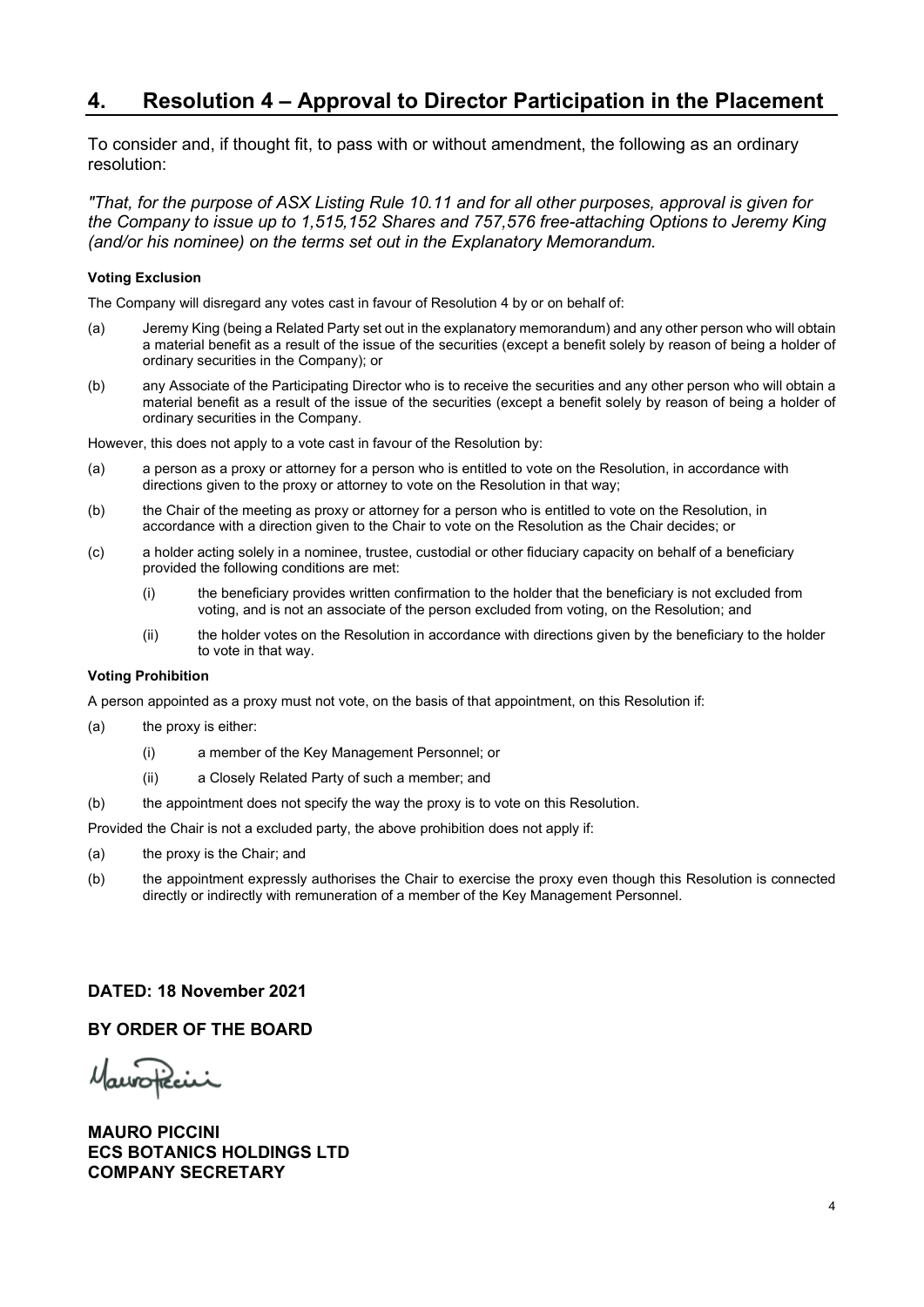## 4. Resolution 4 – Approval to Director Participation in the Placement

To consider and, if thought fit, to pass with or without amendment, the following as an ordinary resolution:

*"That, for the purpose of ASX Listing Rule 10.11 and for all other purposes, approval is given for the Company to issue up to 1,515,152 Shares and 757,576 free-attaching Options to Jeremy King (and/or his nominee) on the terms set out in the Explanatory Memorandum.*

**Voting Exclusion**

The Company will disregard any votes cast in favour of Resolution 4 by or on behalf of:

(a) Jeremy King (being a Related Party set out in the explanatory memorandum) and any other person who will obtain a material benefit as a result of the issue of the securities (except a benefit solely by reason of being a holder of ordinary securities in the Company); or

(b) any Associate of the Participating Director who is to receive the securities and any other person who will obtain a material benefit as a result of the issue of the securities (except a benefit solely by reason of being a holder of ordinary securities in the Company.

However, this does not apply to a vote cast in favour of the Resolution by:

(a) a person as a proxy or attorney for a person who is entitled to vote on the Resolution, in accordance with directions given to the proxy or attorney to vote on the Resolution in that way;

(b) the Chair of the meeting as proxy or attorney for a person who is entitled to vote on the Resolution, in accordance with a direction given to the Chair to vote on the Resolution as the Chair decides; or

(c) a holder acting solely in a nominee, trustee, custodial or other fiduciary capacity on behalf of a beneficiary provided the following conditions are met:

   (i) the beneficiary provides written confirmation to the holder that the beneficiary is not excluded from voting, and is not an associate of the person excluded from voting, on the Resolution; and

   (ii) the holder votes on the Resolution in accordance with directions given by the beneficiary to the holder to vote in that way.

**Voting Prohibition**

A person appointed as a proxy must not vote, on the basis of that appointment, on this Resolution if:

(a) the proxy is either:

   (i) a member of the Key Management Personnel; or

   (ii) a Closely Related Party of such a member; and

(b) the appointment does not specify the way the proxy is to vote on this Resolution.

Provided the Chair is not a excluded party, the above prohibition does not apply if:

(a) the proxy is the Chair; and

(b) the appointment expressly authorises the Chair to exercise the proxy even though this Resolution is connected directly or indirectly with remuneration of a member of the Key Management Personnel.

**DATED: 18 November 2021**

**BY ORDER OF THE BOARD**

**MAURO PICCINI**
**ECS BOTANICS HOLDINGS LTD**
**COMPANY SECRETARY**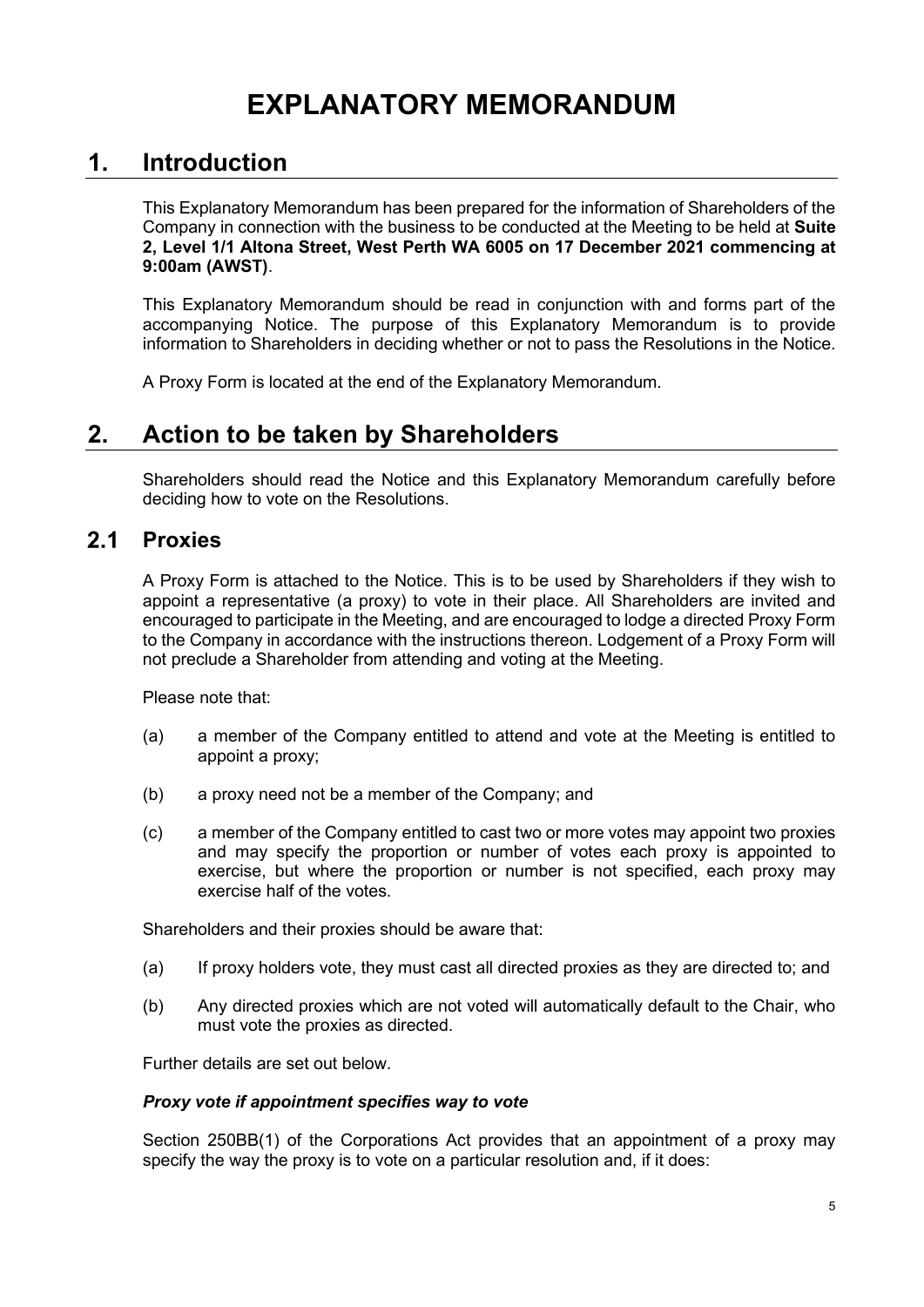# EXPLANATORY MEMORANDUM

## 1. Introduction

This Explanatory Memorandum has been prepared for the information of Shareholders of the Company in connection with the business to be conducted at the Meeting to be held at **Suite 2, Level 1/1 Altona Street, West Perth WA 6005 on 17 December 2021 commencing at 9:00am (AWST)**.

This Explanatory Memorandum should be read in conjunction with and forms part of the accompanying Notice. The purpose of this Explanatory Memorandum is to provide information to Shareholders in deciding whether or not to pass the Resolutions in the Notice.

A Proxy Form is located at the end of the Explanatory Memorandum.

## 2. Action to be taken by Shareholders

Shareholders should read the Notice and this Explanatory Memorandum carefully before deciding how to vote on the Resolutions.

### 2.1 Proxies

A Proxy Form is attached to the Notice. This is to be used by Shareholders if they wish to appoint a representative (a proxy) to vote in their place. All Shareholders are invited and encouraged to participate in the Meeting, and are encouraged to lodge a directed Proxy Form to the Company in accordance with the instructions thereon. Lodgement of a Proxy Form will not preclude a Shareholder from attending and voting at the Meeting.

Please note that:

(a) a member of the Company entitled to attend and vote at the Meeting is entitled to appoint a proxy;

(b) a proxy need not be a member of the Company; and

(c) a member of the Company entitled to cast two or more votes may appoint two proxies and may specify the proportion or number of votes each proxy is appointed to exercise, but where the proportion or number is not specified, each proxy may exercise half of the votes.

Shareholders and their proxies should be aware that:

(a) If proxy holders vote, they must cast all directed proxies as they are directed to; and

(b) Any directed proxies which are not voted will automatically default to the Chair, who must vote the proxies as directed.

Further details are set out below.

***Proxy vote if appointment specifies way to vote***

Section 250BB(1) of the Corporations Act provides that an appointment of a proxy may specify the way the proxy is to vote on a particular resolution and, if it does: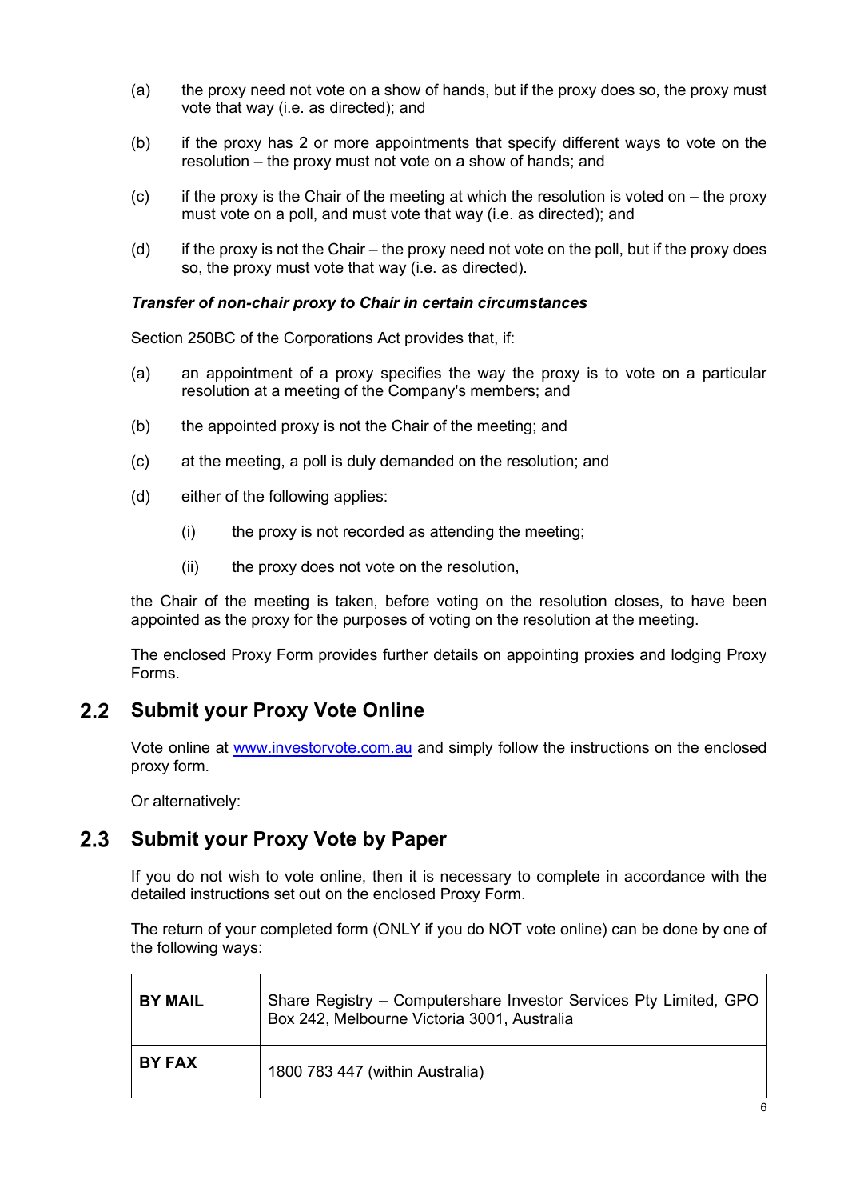(a) the proxy need not vote on a show of hands, but if the proxy does so, the proxy must vote that way (i.e. as directed); and

(b) if the proxy has 2 or more appointments that specify different ways to vote on the resolution – the proxy must not vote on a show of hands; and

(c) if the proxy is the Chair of the meeting at which the resolution is voted on – the proxy must vote on a poll, and must vote that way (i.e. as directed); and

(d) if the proxy is not the Chair – the proxy need not vote on the poll, but if the proxy does so, the proxy must vote that way (i.e. as directed).

***Transfer of non-chair proxy to Chair in certain circumstances***

Section 250BC of the Corporations Act provides that, if:

(a) an appointment of a proxy specifies the way the proxy is to vote on a particular resolution at a meeting of the Company's members; and

(b) the appointed proxy is not the Chair of the meeting; and

(c) at the meeting, a poll is duly demanded on the resolution; and

(d) either of the following applies:

  (i) the proxy is not recorded as attending the meeting;

  (ii) the proxy does not vote on the resolution,

the Chair of the meeting is taken, before voting on the resolution closes, to have been appointed as the proxy for the purposes of voting on the resolution at the meeting.

The enclosed Proxy Form provides further details on appointing proxies and lodging Proxy Forms.

## 2.2 Submit your Proxy Vote Online

Vote online at www.investorvote.com.au and simply follow the instructions on the enclosed proxy form.

Or alternatively:

## 2.3 Submit your Proxy Vote by Paper

If you do not wish to vote online, then it is necessary to complete in accordance with the detailed instructions set out on the enclosed Proxy Form.

The return of your completed form (ONLY if you do NOT vote online) can be done by one of the following ways:

| | |
|---|---|
| **BY MAIL** | Share Registry – Computershare Investor Services Pty Limited, GPO Box 242, Melbourne Victoria 3001, Australia |
| **BY FAX** | 1800 783 447 (within Australia) |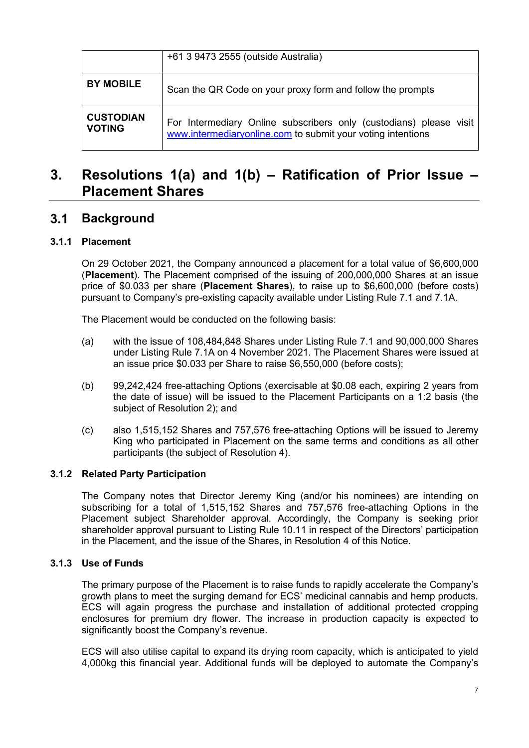| | |
|---|---|
| | +61 3 9473 2555 (outside Australia) |
| **BY MOBILE** | Scan the QR Code on your proxy form and follow the prompts |
| **CUSTODIAN VOTING** | For Intermediary Online subscribers only (custodians) please visit www.intermediaryonline.com to submit your voting intentions |

# 3. Resolutions 1(a) and 1(b) – Ratification of Prior Issue – Placement Shares

## 3.1 Background

### 3.1.1 Placement

On 29 October 2021, the Company announced a placement for a total value of $6,600,000 (**Placement**). The Placement comprised of the issuing of 200,000,000 Shares at an issue price of $0.033 per share (**Placement Shares**), to raise up to $6,600,000 (before costs) pursuant to Company's pre-existing capacity available under Listing Rule 7.1 and 7.1A.

The Placement would be conducted on the following basis:

(a) with the issue of 108,484,848 Shares under Listing Rule 7.1 and 90,000,000 Shares under Listing Rule 7.1A on 4 November 2021. The Placement Shares were issued at an issue price $0.033 per Share to raise $6,550,000 (before costs);

(b) 99,242,424 free-attaching Options (exercisable at $0.08 each, expiring 2 years from the date of issue) will be issued to the Placement Participants on a 1:2 basis (the subject of Resolution 2); and

(c) also 1,515,152 Shares and 757,576 free-attaching Options will be issued to Jeremy King who participated in Placement on the same terms and conditions as all other participants (the subject of Resolution 4).

### 3.1.2 Related Party Participation

The Company notes that Director Jeremy King (and/or his nominees) are intending on subscribing for a total of 1,515,152 Shares and 757,576 free-attaching Options in the Placement subject Shareholder approval. Accordingly, the Company is seeking prior shareholder approval pursuant to Listing Rule 10.11 in respect of the Directors' participation in the Placement, and the issue of the Shares, in Resolution 4 of this Notice.

### 3.1.3 Use of Funds

The primary purpose of the Placement is to raise funds to rapidly accelerate the Company's growth plans to meet the surging demand for ECS' medicinal cannabis and hemp products. ECS will again progress the purchase and installation of additional protected cropping enclosures for premium dry flower. The increase in production capacity is expected to significantly boost the Company's revenue.

ECS will also utilise capital to expand its drying room capacity, which is anticipated to yield 4,000kg this financial year. Additional funds will be deployed to automate the Company's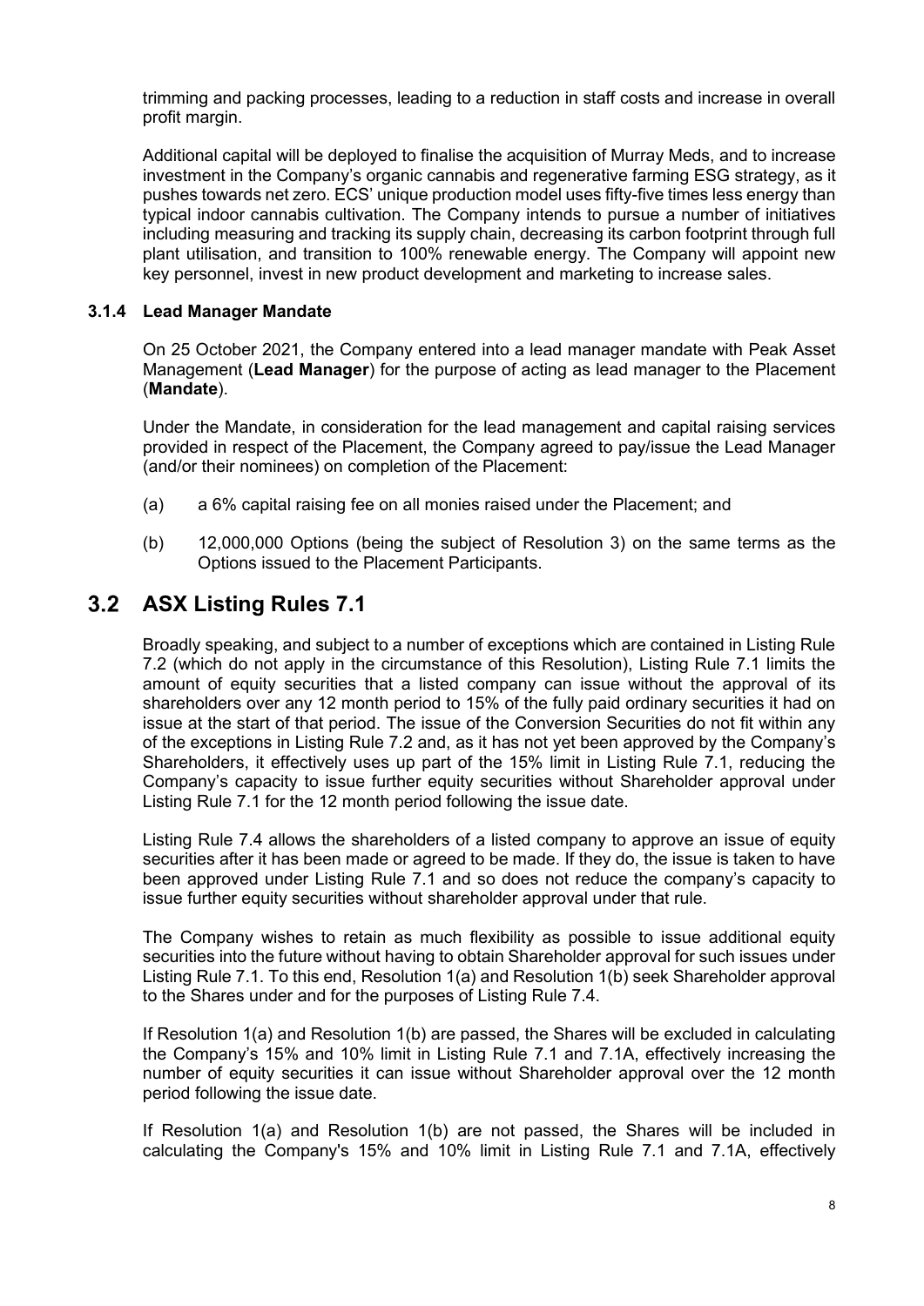trimming and packing processes, leading to a reduction in staff costs and increase in overall profit margin.

Additional capital will be deployed to finalise the acquisition of Murray Meds, and to increase investment in the Company's organic cannabis and regenerative farming ESG strategy, as it pushes towards net zero. ECS' unique production model uses fifty-five times less energy than typical indoor cannabis cultivation. The Company intends to pursue a number of initiatives including measuring and tracking its supply chain, decreasing its carbon footprint through full plant utilisation, and transition to 100% renewable energy. The Company will appoint new key personnel, invest in new product development and marketing to increase sales.

#### 3.1.4 Lead Manager Mandate

On 25 October 2021, the Company entered into a lead manager mandate with Peak Asset Management (**Lead Manager**) for the purpose of acting as lead manager to the Placement (**Mandate**).

Under the Mandate, in consideration for the lead management and capital raising services provided in respect of the Placement, the Company agreed to pay/issue the Lead Manager (and/or their nominees) on completion of the Placement:

(a) a 6% capital raising fee on all monies raised under the Placement; and

(b) 12,000,000 Options (being the subject of Resolution 3) on the same terms as the Options issued to the Placement Participants.

## 3.2 ASX Listing Rules 7.1

Broadly speaking, and subject to a number of exceptions which are contained in Listing Rule 7.2 (which do not apply in the circumstance of this Resolution), Listing Rule 7.1 limits the amount of equity securities that a listed company can issue without the approval of its shareholders over any 12 month period to 15% of the fully paid ordinary securities it had on issue at the start of that period. The issue of the Conversion Securities do not fit within any of the exceptions in Listing Rule 7.2 and, as it has not yet been approved by the Company's Shareholders, it effectively uses up part of the 15% limit in Listing Rule 7.1, reducing the Company's capacity to issue further equity securities without Shareholder approval under Listing Rule 7.1 for the 12 month period following the issue date.

Listing Rule 7.4 allows the shareholders of a listed company to approve an issue of equity securities after it has been made or agreed to be made. If they do, the issue is taken to have been approved under Listing Rule 7.1 and so does not reduce the company's capacity to issue further equity securities without shareholder approval under that rule.

The Company wishes to retain as much flexibility as possible to issue additional equity securities into the future without having to obtain Shareholder approval for such issues under Listing Rule 7.1. To this end, Resolution 1(a) and Resolution 1(b) seek Shareholder approval to the Shares under and for the purposes of Listing Rule 7.4.

If Resolution 1(a) and Resolution 1(b) are passed, the Shares will be excluded in calculating the Company's 15% and 10% limit in Listing Rule 7.1 and 7.1A, effectively increasing the number of equity securities it can issue without Shareholder approval over the 12 month period following the issue date.

If Resolution 1(a) and Resolution 1(b) are not passed, the Shares will be included in calculating the Company's 15% and 10% limit in Listing Rule 7.1 and 7.1A, effectively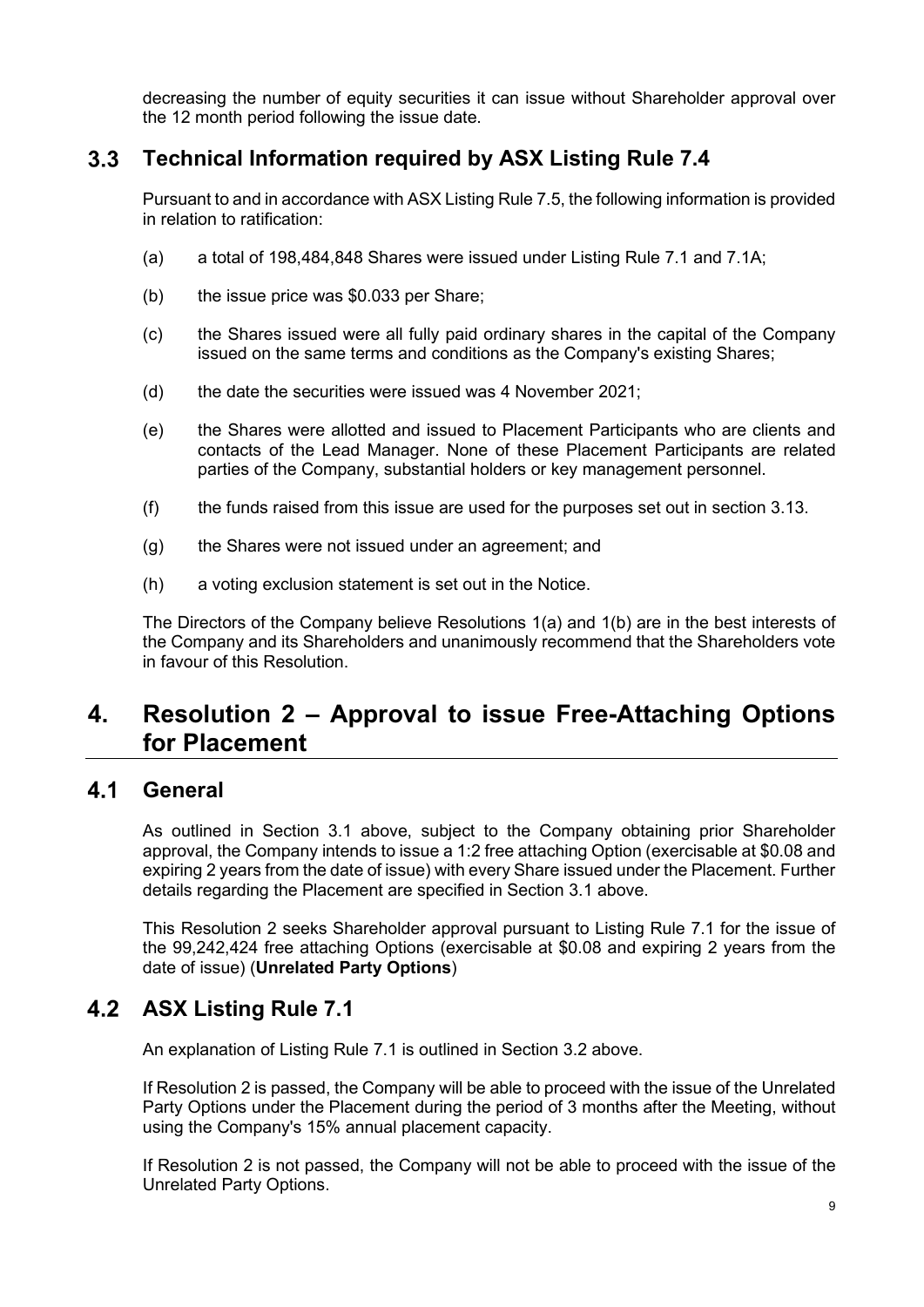decreasing the number of equity securities it can issue without Shareholder approval over the 12 month period following the issue date.

## 3.3 Technical Information required by ASX Listing Rule 7.4

Pursuant to and in accordance with ASX Listing Rule 7.5, the following information is provided in relation to ratification:

(a) a total of 198,484,848 Shares were issued under Listing Rule 7.1 and 7.1A;

(b) the issue price was $0.033 per Share;

(c) the Shares issued were all fully paid ordinary shares in the capital of the Company issued on the same terms and conditions as the Company's existing Shares;

(d) the date the securities were issued was 4 November 2021;

(e) the Shares were allotted and issued to Placement Participants who are clients and contacts of the Lead Manager. None of these Placement Participants are related parties of the Company, substantial holders or key management personnel.

(f) the funds raised from this issue are used for the purposes set out in section 3.13.

(g) the Shares were not issued under an agreement; and

(h) a voting exclusion statement is set out in the Notice.

The Directors of the Company believe Resolutions 1(a) and 1(b) are in the best interests of the Company and its Shareholders and unanimously recommend that the Shareholders vote in favour of this Resolution.

# 4. Resolution 2 – Approval to issue Free-Attaching Options for Placement

## 4.1 General

As outlined in Section 3.1 above, subject to the Company obtaining prior Shareholder approval, the Company intends to issue a 1:2 free attaching Option (exercisable at $0.08 and expiring 2 years from the date of issue) with every Share issued under the Placement. Further details regarding the Placement are specified in Section 3.1 above.

This Resolution 2 seeks Shareholder approval pursuant to Listing Rule 7.1 for the issue of the 99,242,424 free attaching Options (exercisable at $0.08 and expiring 2 years from the date of issue) (**Unrelated Party Options**)

## 4.2 ASX Listing Rule 7.1

An explanation of Listing Rule 7.1 is outlined in Section 3.2 above.

If Resolution 2 is passed, the Company will be able to proceed with the issue of the Unrelated Party Options under the Placement during the period of 3 months after the Meeting, without using the Company's 15% annual placement capacity.

If Resolution 2 is not passed, the Company will not be able to proceed with the issue of the Unrelated Party Options.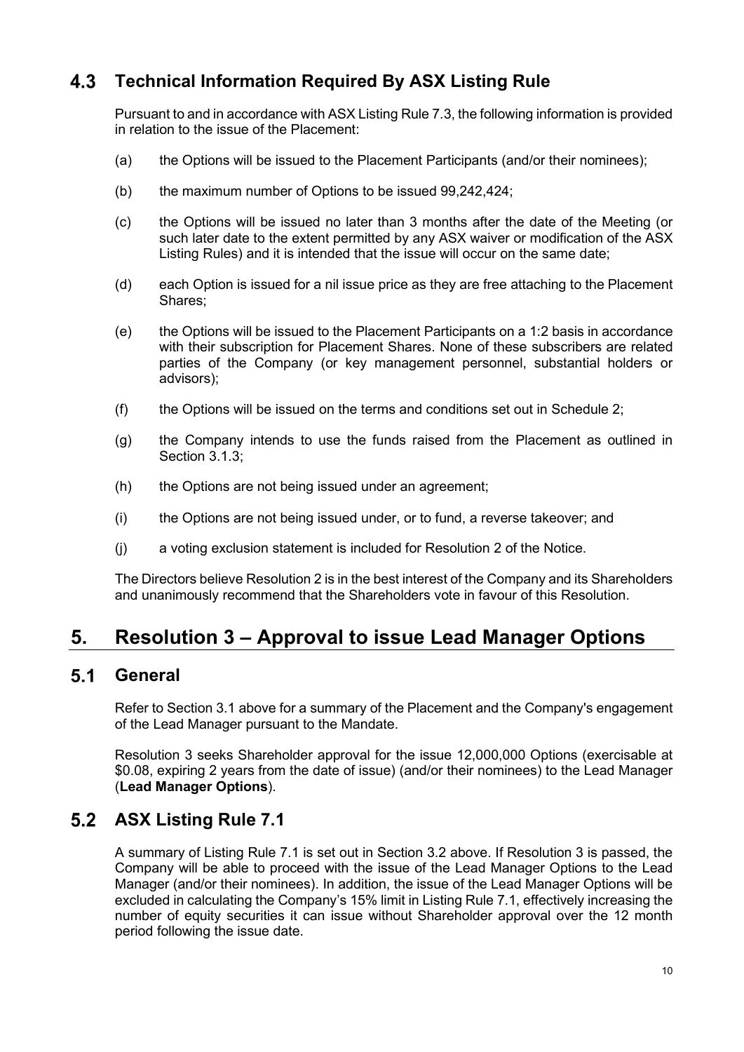## 4.3 Technical Information Required By ASX Listing Rule

Pursuant to and in accordance with ASX Listing Rule 7.3, the following information is provided in relation to the issue of the Placement:

(a) the Options will be issued to the Placement Participants (and/or their nominees);

(b) the maximum number of Options to be issued 99,242,424;

(c) the Options will be issued no later than 3 months after the date of the Meeting (or such later date to the extent permitted by any ASX waiver or modification of the ASX Listing Rules) and it is intended that the issue will occur on the same date;

(d) each Option is issued for a nil issue price as they are free attaching to the Placement Shares;

(e) the Options will be issued to the Placement Participants on a 1:2 basis in accordance with their subscription for Placement Shares. None of these subscribers are related parties of the Company (or key management personnel, substantial holders or advisors);

(f) the Options will be issued on the terms and conditions set out in Schedule 2;

(g) the Company intends to use the funds raised from the Placement as outlined in Section 3.1.3;

(h) the Options are not being issued under an agreement;

(i) the Options are not being issued under, or to fund, a reverse takeover; and

(j) a voting exclusion statement is included for Resolution 2 of the Notice.

The Directors believe Resolution 2 is in the best interest of the Company and its Shareholders and unanimously recommend that the Shareholders vote in favour of this Resolution.

# 5. Resolution 3 – Approval to issue Lead Manager Options

## 5.1 General

Refer to Section 3.1 above for a summary of the Placement and the Company's engagement of the Lead Manager pursuant to the Mandate.

Resolution 3 seeks Shareholder approval for the issue 12,000,000 Options (exercisable at $0.08, expiring 2 years from the date of issue) (and/or their nominees) to the Lead Manager (**Lead Manager Options**).

## 5.2 ASX Listing Rule 7.1

A summary of Listing Rule 7.1 is set out in Section 3.2 above. If Resolution 3 is passed, the Company will be able to proceed with the issue of the Lead Manager Options to the Lead Manager (and/or their nominees). In addition, the issue of the Lead Manager Options will be excluded in calculating the Company's 15% limit in Listing Rule 7.1, effectively increasing the number of equity securities it can issue without Shareholder approval over the 12 month period following the issue date.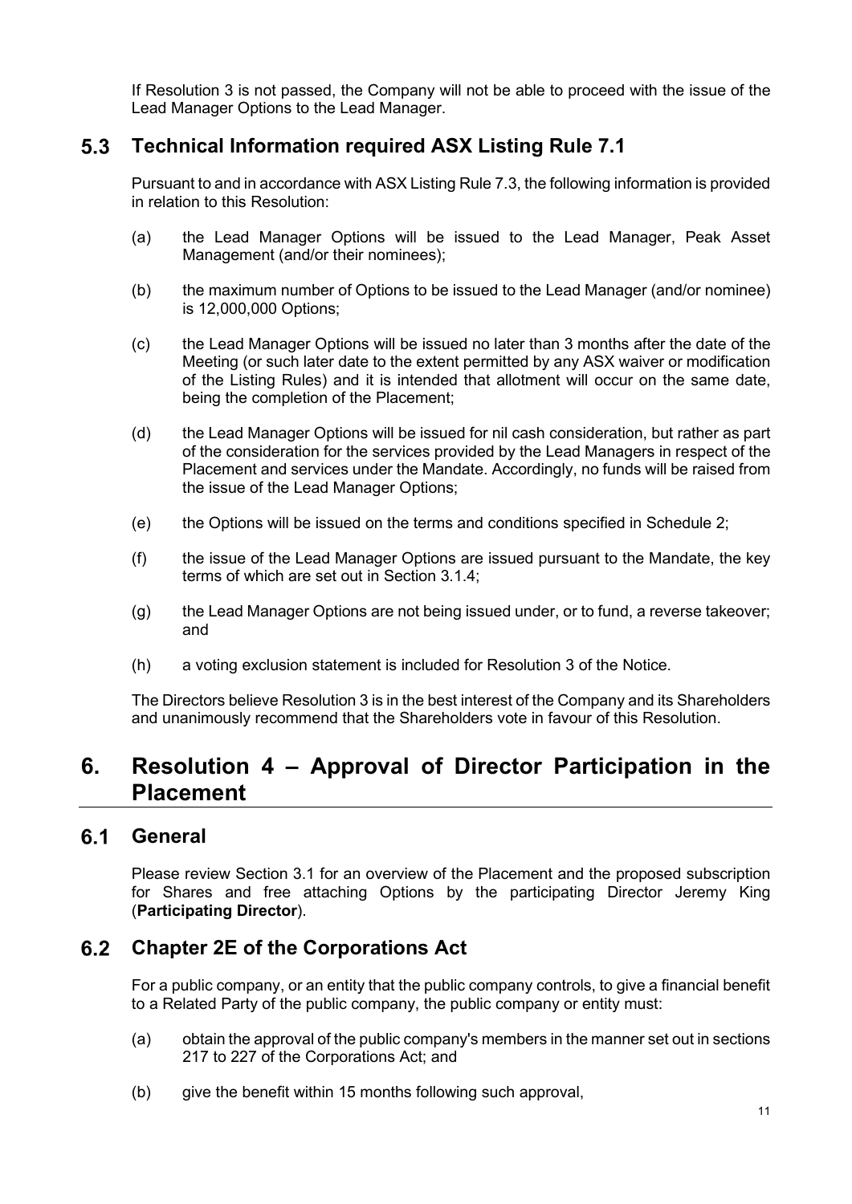If Resolution 3 is not passed, the Company will not be able to proceed with the issue of the Lead Manager Options to the Lead Manager.

## 5.3 Technical Information required ASX Listing Rule 7.1

Pursuant to and in accordance with ASX Listing Rule 7.3, the following information is provided in relation to this Resolution:

(a) the Lead Manager Options will be issued to the Lead Manager, Peak Asset Management (and/or their nominees);

(b) the maximum number of Options to be issued to the Lead Manager (and/or nominee) is 12,000,000 Options;

(c) the Lead Manager Options will be issued no later than 3 months after the date of the Meeting (or such later date to the extent permitted by any ASX waiver or modification of the Listing Rules) and it is intended that allotment will occur on the same date, being the completion of the Placement;

(d) the Lead Manager Options will be issued for nil cash consideration, but rather as part of the consideration for the services provided by the Lead Managers in respect of the Placement and services under the Mandate. Accordingly, no funds will be raised from the issue of the Lead Manager Options;

(e) the Options will be issued on the terms and conditions specified in Schedule 2;

(f) the issue of the Lead Manager Options are issued pursuant to the Mandate, the key terms of which are set out in Section 3.1.4;

(g) the Lead Manager Options are not being issued under, or to fund, a reverse takeover; and

(h) a voting exclusion statement is included for Resolution 3 of the Notice.

The Directors believe Resolution 3 is in the best interest of the Company and its Shareholders and unanimously recommend that the Shareholders vote in favour of this Resolution.

# 6. Resolution 4 – Approval of Director Participation in the Placement

## 6.1 General

Please review Section 3.1 for an overview of the Placement and the proposed subscription for Shares and free attaching Options by the participating Director Jeremy King (**Participating Director**).

## 6.2 Chapter 2E of the Corporations Act

For a public company, or an entity that the public company controls, to give a financial benefit to a Related Party of the public company, the public company or entity must:

(a) obtain the approval of the public company's members in the manner set out in sections 217 to 227 of the Corporations Act; and

(b) give the benefit within 15 months following such approval,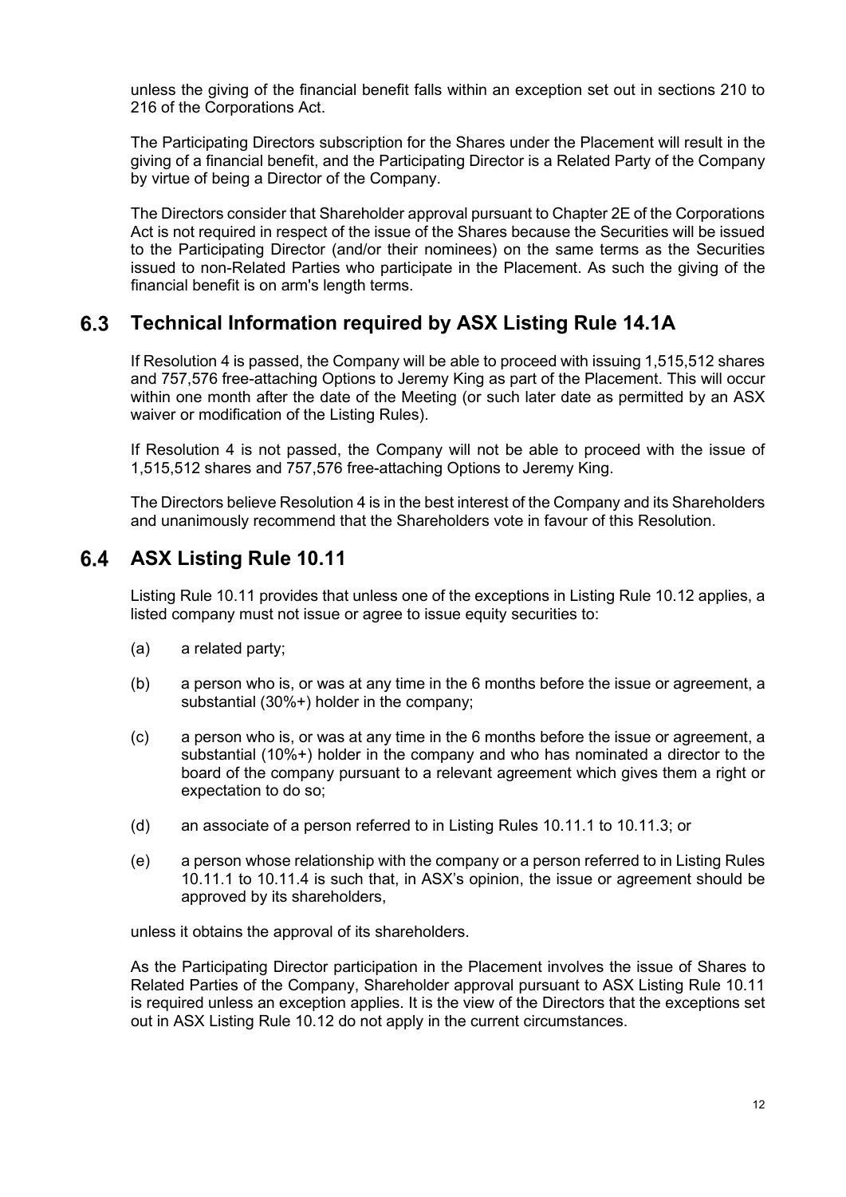unless the giving of the financial benefit falls within an exception set out in sections 210 to 216 of the Corporations Act.

The Participating Directors subscription for the Shares under the Placement will result in the giving of a financial benefit, and the Participating Director is a Related Party of the Company by virtue of being a Director of the Company.

The Directors consider that Shareholder approval pursuant to Chapter 2E of the Corporations Act is not required in respect of the issue of the Shares because the Securities will be issued to the Participating Director (and/or their nominees) on the same terms as the Securities issued to non-Related Parties who participate in the Placement. As such the giving of the financial benefit is on arm's length terms.

## 6.3 Technical Information required by ASX Listing Rule 14.1A

If Resolution 4 is passed, the Company will be able to proceed with issuing 1,515,512 shares and 757,576 free-attaching Options to Jeremy King as part of the Placement. This will occur within one month after the date of the Meeting (or such later date as permitted by an ASX waiver or modification of the Listing Rules).

If Resolution 4 is not passed, the Company will not be able to proceed with the issue of 1,515,512 shares and 757,576 free-attaching Options to Jeremy King.

The Directors believe Resolution 4 is in the best interest of the Company and its Shareholders and unanimously recommend that the Shareholders vote in favour of this Resolution.

## 6.4 ASX Listing Rule 10.11

Listing Rule 10.11 provides that unless one of the exceptions in Listing Rule 10.12 applies, a listed company must not issue or agree to issue equity securities to:

(a) a related party;

(b) a person who is, or was at any time in the 6 months before the issue or agreement, a substantial (30%+) holder in the company;

(c) a person who is, or was at any time in the 6 months before the issue or agreement, a substantial (10%+) holder in the company and who has nominated a director to the board of the company pursuant to a relevant agreement which gives them a right or expectation to do so;

(d) an associate of a person referred to in Listing Rules 10.11.1 to 10.11.3; or

(e) a person whose relationship with the company or a person referred to in Listing Rules 10.11.1 to 10.11.4 is such that, in ASX's opinion, the issue or agreement should be approved by its shareholders,

unless it obtains the approval of its shareholders.

As the Participating Director participation in the Placement involves the issue of Shares to Related Parties of the Company, Shareholder approval pursuant to ASX Listing Rule 10.11 is required unless an exception applies. It is the view of the Directors that the exceptions set out in ASX Listing Rule 10.12 do not apply in the current circumstances.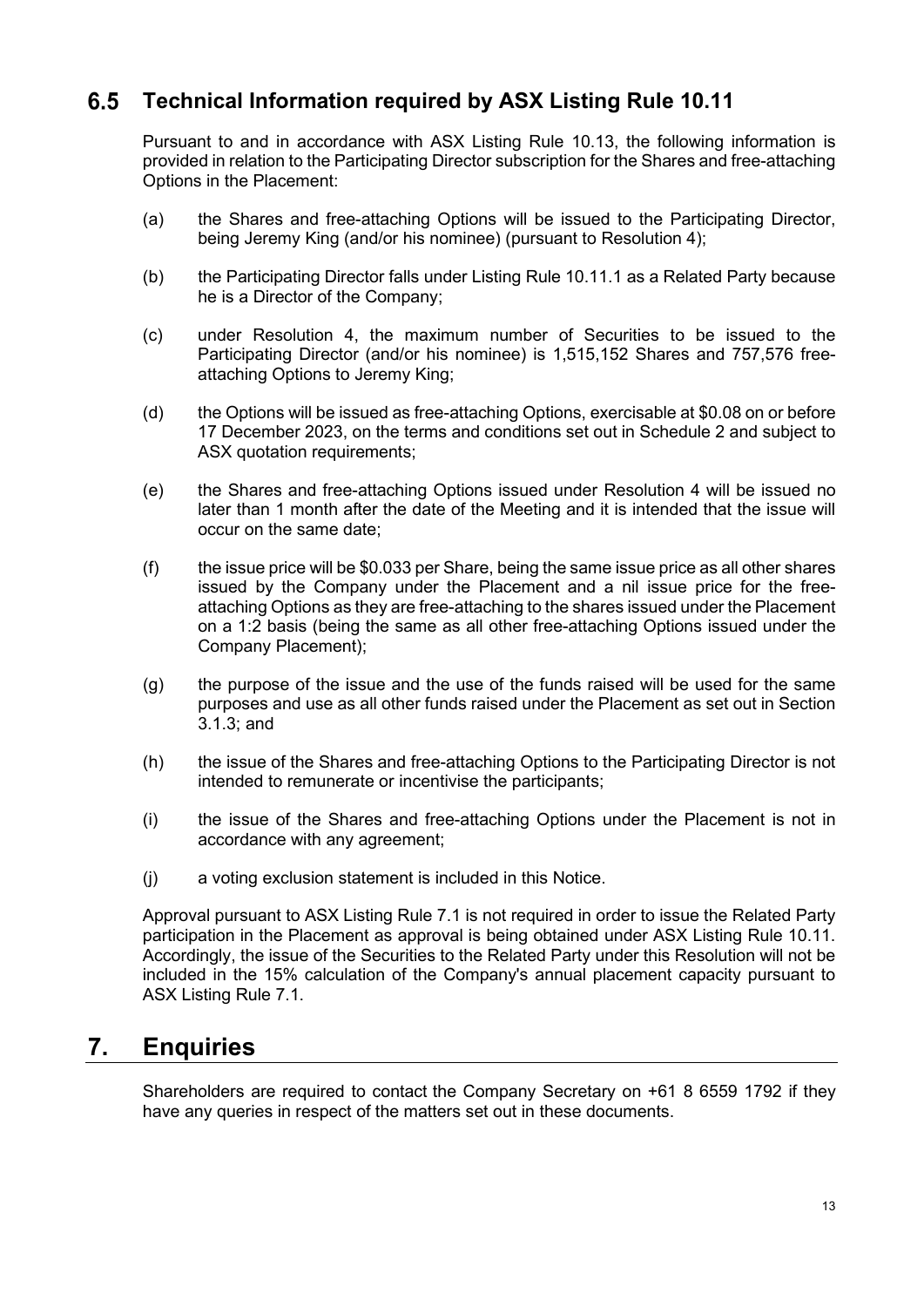## 6.5 Technical Information required by ASX Listing Rule 10.11

Pursuant to and in accordance with ASX Listing Rule 10.13, the following information is provided in relation to the Participating Director subscription for the Shares and free-attaching Options in the Placement:

(a) the Shares and free-attaching Options will be issued to the Participating Director, being Jeremy King (and/or his nominee) (pursuant to Resolution 4);

(b) the Participating Director falls under Listing Rule 10.11.1 as a Related Party because he is a Director of the Company;

(c) under Resolution 4, the maximum number of Securities to be issued to the Participating Director (and/or his nominee) is 1,515,152 Shares and 757,576 free-attaching Options to Jeremy King;

(d) the Options will be issued as free-attaching Options, exercisable at $0.08 on or before 17 December 2023, on the terms and conditions set out in Schedule 2 and subject to ASX quotation requirements;

(e) the Shares and free-attaching Options issued under Resolution 4 will be issued no later than 1 month after the date of the Meeting and it is intended that the issue will occur on the same date;

(f) the issue price will be $0.033 per Share, being the same issue price as all other shares issued by the Company under the Placement and a nil issue price for the free-attaching Options as they are free-attaching to the shares issued under the Placement on a 1:2 basis (being the same as all other free-attaching Options issued under the Company Placement);

(g) the purpose of the issue and the use of the funds raised will be used for the same purposes and use as all other funds raised under the Placement as set out in Section 3.1.3; and

(h) the issue of the Shares and free-attaching Options to the Participating Director is not intended to remunerate or incentivise the participants;

(i) the issue of the Shares and free-attaching Options under the Placement is not in accordance with any agreement;

(j) a voting exclusion statement is included in this Notice.

Approval pursuant to ASX Listing Rule 7.1 is not required in order to issue the Related Party participation in the Placement as approval is being obtained under ASX Listing Rule 10.11. Accordingly, the issue of the Securities to the Related Party under this Resolution will not be included in the 15% calculation of the Company's annual placement capacity pursuant to ASX Listing Rule 7.1.

# 7. Enquiries

Shareholders are required to contact the Company Secretary on +61 8 6559 1792 if they have any queries in respect of the matters set out in these documents.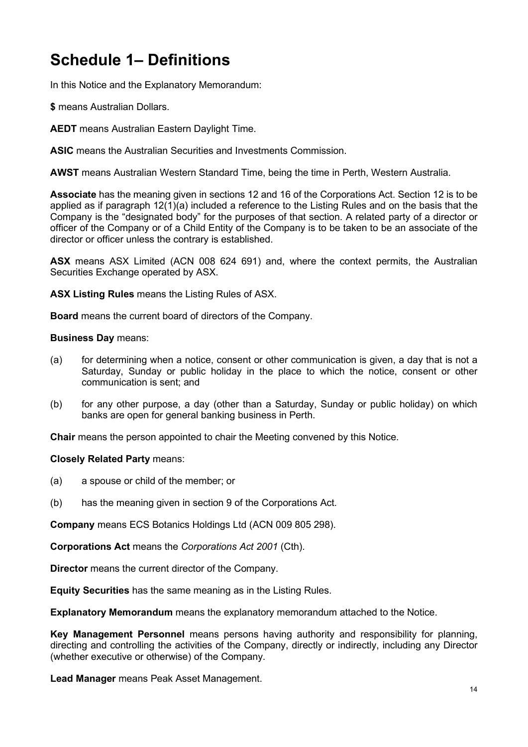# Schedule 1– Definitions

In this Notice and the Explanatory Memorandum:

**$** means Australian Dollars.

**AEDT** means Australian Eastern Daylight Time.

**ASIC** means the Australian Securities and Investments Commission.

**AWST** means Australian Western Standard Time, being the time in Perth, Western Australia.

**Associate** has the meaning given in sections 12 and 16 of the Corporations Act. Section 12 is to be applied as if paragraph 12(1)(a) included a reference to the Listing Rules and on the basis that the Company is the "designated body" for the purposes of that section. A related party of a director or officer of the Company or of a Child Entity of the Company is to be taken to be an associate of the director or officer unless the contrary is established.

**ASX** means ASX Limited (ACN 008 624 691) and, where the context permits, the Australian Securities Exchange operated by ASX.

**ASX Listing Rules** means the Listing Rules of ASX.

**Board** means the current board of directors of the Company.

**Business Day** means:

(a) for determining when a notice, consent or other communication is given, a day that is not a Saturday, Sunday or public holiday in the place to which the notice, consent or other communication is sent; and

(b) for any other purpose, a day (other than a Saturday, Sunday or public holiday) on which banks are open for general banking business in Perth.

**Chair** means the person appointed to chair the Meeting convened by this Notice.

**Closely Related Party** means:

(a) a spouse or child of the member; or

(b) has the meaning given in section 9 of the Corporations Act.

**Company** means ECS Botanics Holdings Ltd (ACN 009 805 298).

**Corporations Act** means the *Corporations Act 2001* (Cth).

**Director** means the current director of the Company.

**Equity Securities** has the same meaning as in the Listing Rules.

**Explanatory Memorandum** means the explanatory memorandum attached to the Notice.

**Key Management Personnel** means persons having authority and responsibility for planning, directing and controlling the activities of the Company, directly or indirectly, including any Director (whether executive or otherwise) of the Company.

**Lead Manager** means Peak Asset Management.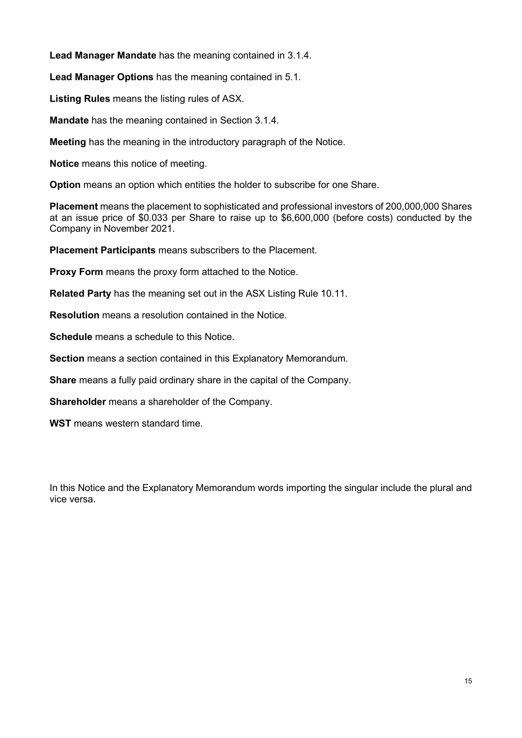**Lead Manager Mandate** has the meaning contained in 3.1.4.

**Lead Manager Options** has the meaning contained in 5.1.

**Listing Rules** means the listing rules of ASX.

**Mandate** has the meaning contained in Section 3.1.4.

**Meeting** has the meaning in the introductory paragraph of the Notice.

**Notice** means this notice of meeting.

**Option** means an option which entities the holder to subscribe for one Share.

**Placement** means the placement to sophisticated and professional investors of 200,000,000 Shares at an issue price of $0.033 per Share to raise up to $6,600,000 (before costs) conducted by the Company in November 2021.

**Placement Participants** means subscribers to the Placement.

**Proxy Form** means the proxy form attached to the Notice.

**Related Party** has the meaning set out in the ASX Listing Rule 10.11.

**Resolution** means a resolution contained in the Notice.

**Schedule** means a schedule to this Notice.

**Section** means a section contained in this Explanatory Memorandum.

**Share** means a fully paid ordinary share in the capital of the Company.

**Shareholder** means a shareholder of the Company.

**WST** means western standard time.

In this Notice and the Explanatory Memorandum words importing the singular include the plural and vice versa.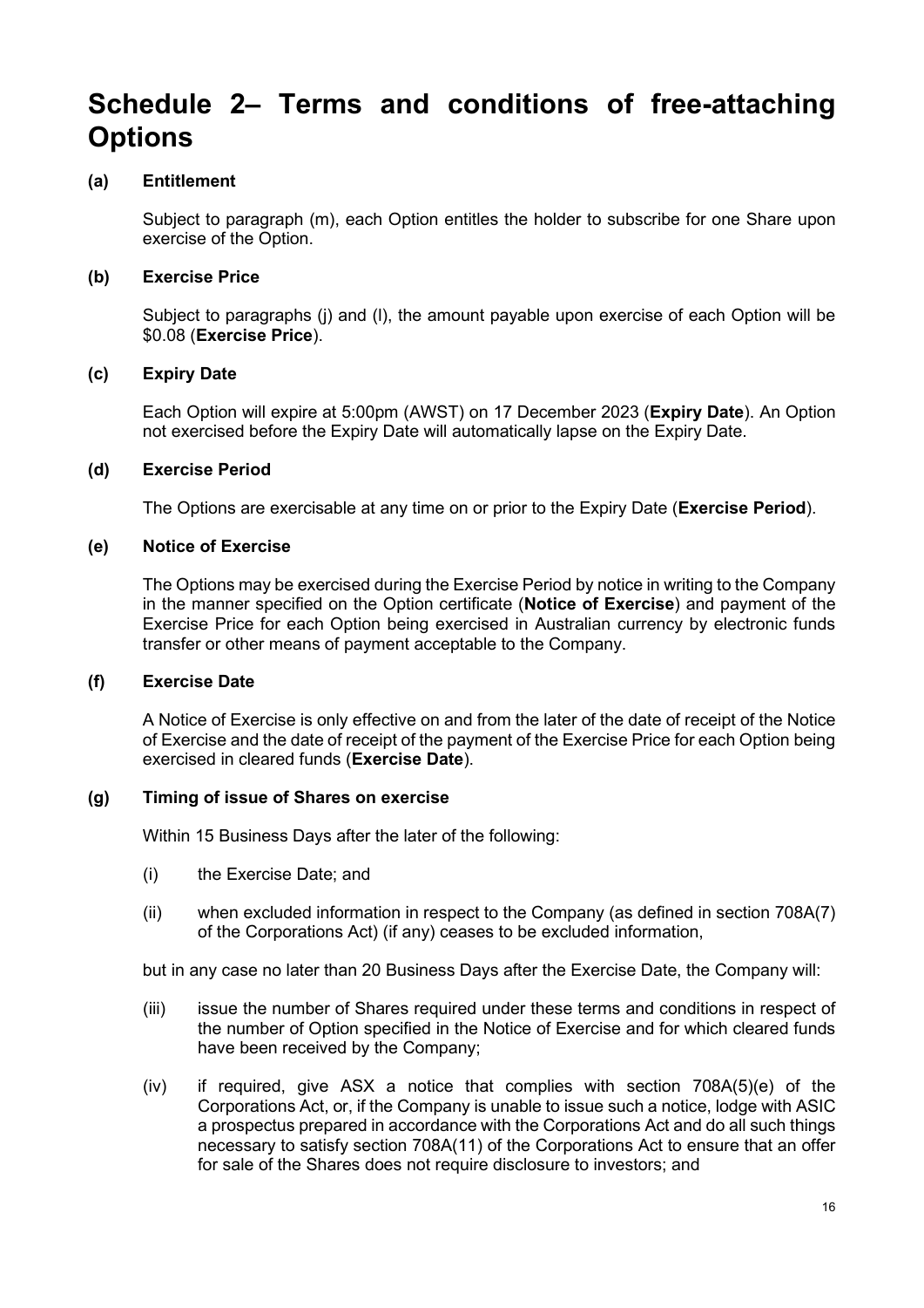# Schedule 2– Terms and conditions of free-attaching Options

**(a) Entitlement**

Subject to paragraph (m), each Option entitles the holder to subscribe for one Share upon exercise of the Option.

**(b) Exercise Price**

Subject to paragraphs (j) and (l), the amount payable upon exercise of each Option will be \$0.08 (**Exercise Price**).

**(c) Expiry Date**

Each Option will expire at 5:00pm (AWST) on 17 December 2023 (**Expiry Date**). An Option not exercised before the Expiry Date will automatically lapse on the Expiry Date.

**(d) Exercise Period**

The Options are exercisable at any time on or prior to the Expiry Date (**Exercise Period**).

**(e) Notice of Exercise**

The Options may be exercised during the Exercise Period by notice in writing to the Company in the manner specified on the Option certificate (**Notice of Exercise**) and payment of the Exercise Price for each Option being exercised in Australian currency by electronic funds transfer or other means of payment acceptable to the Company.

**(f) Exercise Date**

A Notice of Exercise is only effective on and from the later of the date of receipt of the Notice of Exercise and the date of receipt of the payment of the Exercise Price for each Option being exercised in cleared funds (**Exercise Date**).

**(g) Timing of issue of Shares on exercise**

Within 15 Business Days after the later of the following:

(i) the Exercise Date; and

(ii) when excluded information in respect to the Company (as defined in section 708A(7) of the Corporations Act) (if any) ceases to be excluded information,

but in any case no later than 20 Business Days after the Exercise Date, the Company will:

(iii) issue the number of Shares required under these terms and conditions in respect of the number of Option specified in the Notice of Exercise and for which cleared funds have been received by the Company;

(iv) if required, give ASX a notice that complies with section 708A(5)(e) of the Corporations Act, or, if the Company is unable to issue such a notice, lodge with ASIC a prospectus prepared in accordance with the Corporations Act and do all such things necessary to satisfy section 708A(11) of the Corporations Act to ensure that an offer for sale of the Shares does not require disclosure to investors; and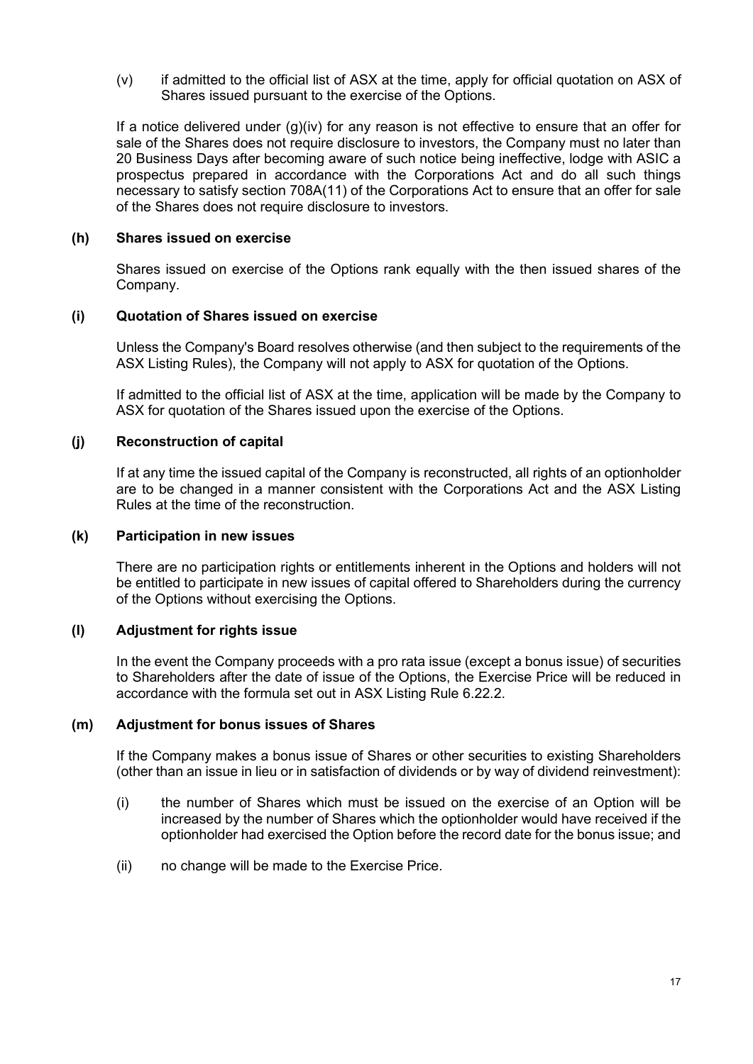(v) if admitted to the official list of ASX at the time, apply for official quotation on ASX of Shares issued pursuant to the exercise of the Options.

If a notice delivered under (g)(iv) for any reason is not effective to ensure that an offer for sale of the Shares does not require disclosure to investors, the Company must no later than 20 Business Days after becoming aware of such notice being ineffective, lodge with ASIC a prospectus prepared in accordance with the Corporations Act and do all such things necessary to satisfy section 708A(11) of the Corporations Act to ensure that an offer for sale of the Shares does not require disclosure to investors.

**(h) Shares issued on exercise**

Shares issued on exercise of the Options rank equally with the then issued shares of the Company.

**(i) Quotation of Shares issued on exercise**

Unless the Company's Board resolves otherwise (and then subject to the requirements of the ASX Listing Rules), the Company will not apply to ASX for quotation of the Options.

If admitted to the official list of ASX at the time, application will be made by the Company to ASX for quotation of the Shares issued upon the exercise of the Options.

**(j) Reconstruction of capital**

If at any time the issued capital of the Company is reconstructed, all rights of an optionholder are to be changed in a manner consistent with the Corporations Act and the ASX Listing Rules at the time of the reconstruction.

**(k) Participation in new issues**

There are no participation rights or entitlements inherent in the Options and holders will not be entitled to participate in new issues of capital offered to Shareholders during the currency of the Options without exercising the Options.

**(l) Adjustment for rights issue**

In the event the Company proceeds with a pro rata issue (except a bonus issue) of securities to Shareholders after the date of issue of the Options, the Exercise Price will be reduced in accordance with the formula set out in ASX Listing Rule 6.22.2.

**(m) Adjustment for bonus issues of Shares**

If the Company makes a bonus issue of Shares or other securities to existing Shareholders (other than an issue in lieu or in satisfaction of dividends or by way of dividend reinvestment):

(i) the number of Shares which must be issued on the exercise of an Option will be increased by the number of Shares which the optionholder would have received if the optionholder had exercised the Option before the record date for the bonus issue; and

(ii) no change will be made to the Exercise Price.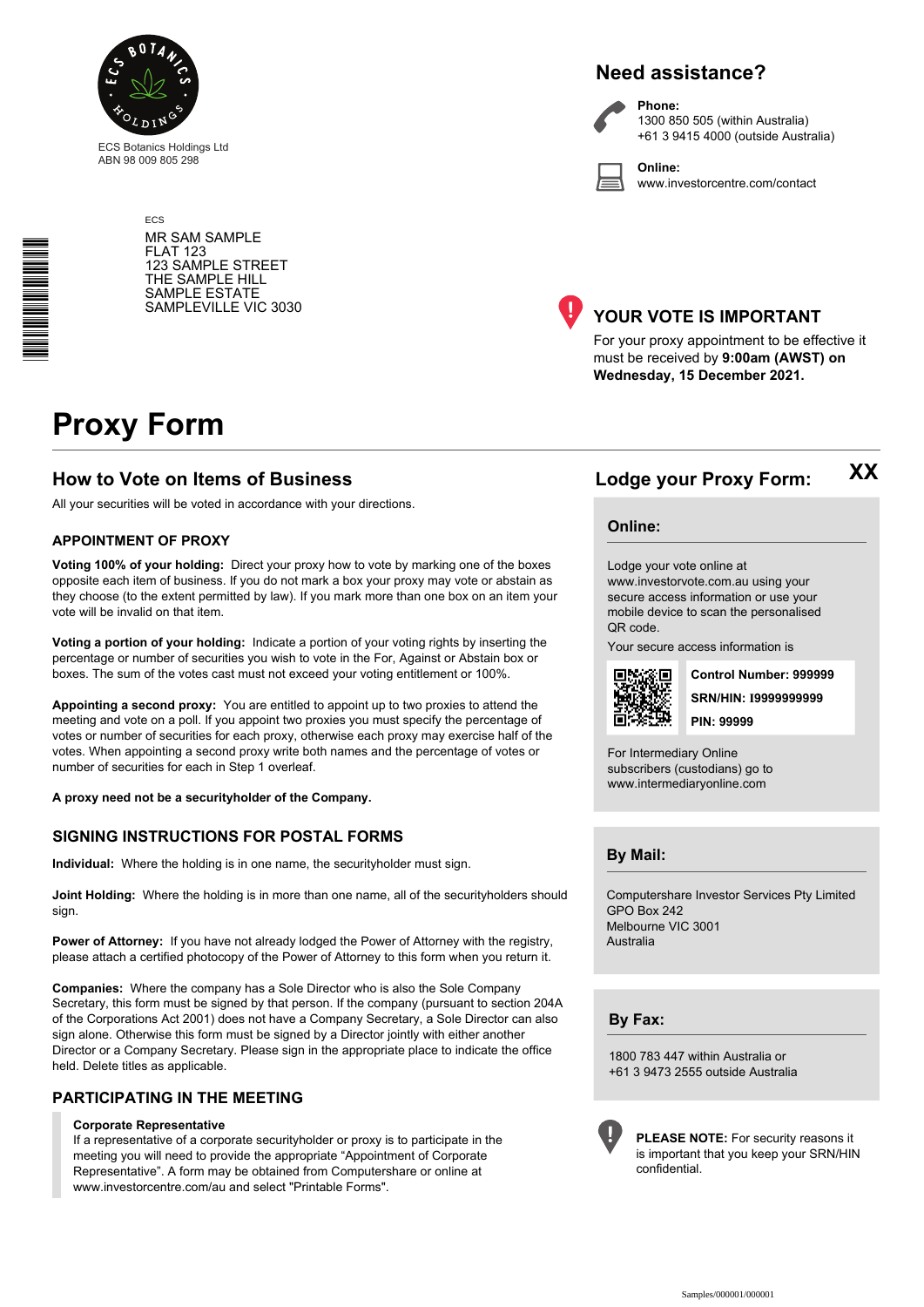ECS Botanics Holdings Ltd
ABN 98 009 805 298

ECS

MR SAM SAMPLE
FLAT 123
123 SAMPLE STREET
THE SAMPLE HILL
SAMPLE ESTATE
SAMPLEVILLE VIC 3030

## Need assistance?

**Phone:**
1300 850 505 (within Australia)
+61 3 9415 4000 (outside Australia)

**Online:**
www.investorcentre.com/contact

## YOUR VOTE IS IMPORTANT

For your proxy appointment to be effective it must be received by **9:00am (AWST) on Wednesday, 15 December 2021.**

# Proxy Form

## How to Vote on Items of Business

All your securities will be voted in accordance with your directions.

### APPOINTMENT OF PROXY

**Voting 100% of your holding:** Direct your proxy how to vote by marking one of the boxes opposite each item of business. If you do not mark a box your proxy may vote or abstain as they choose (to the extent permitted by law). If you mark more than one box on an item your vote will be invalid on that item.

**Voting a portion of your holding:** Indicate a portion of your voting rights by inserting the percentage or number of securities you wish to vote in the For, Against or Abstain box or boxes. The sum of the votes cast must not exceed your voting entitlement or 100%.

**Appointing a second proxy:** You are entitled to appoint up to two proxies to attend the meeting and vote on a poll. If you appoint two proxies you must specify the percentage of votes or number of securities for each proxy, otherwise each proxy may exercise half of the votes. When appointing a second proxy write both names and the percentage of votes or number of securities for each in Step 1 overleaf.

**A proxy need not be a securityholder of the Company.**

### SIGNING INSTRUCTIONS FOR POSTAL FORMS

**Individual:** Where the holding is in one name, the securityholder must sign.

**Joint Holding:** Where the holding is in more than one name, all of the securityholders should sign.

**Power of Attorney:** If you have not already lodged the Power of Attorney with the registry, please attach a certified photocopy of the Power of Attorney to this form when you return it.

**Companies:** Where the company has a Sole Director who is also the Sole Company Secretary, this form must be signed by that person. If the company (pursuant to section 204A of the Corporations Act 2001) does not have a Company Secretary, a Sole Director can also sign alone. Otherwise this form must be signed by a Director jointly with either another Director or a Company Secretary. Please sign in the appropriate place to indicate the office held. Delete titles as applicable.

### PARTICIPATING IN THE MEETING

**Corporate Representative**
If a representative of a corporate securityholder or proxy is to participate in the meeting you will need to provide the appropriate "Appointment of Corporate Representative". A form may be obtained from Computershare or online at www.investorcentre.com/au and select "Printable Forms".

## Lodge your Proxy Form:

XX

### Online:

Lodge your vote online at www.investorvote.com.au using your secure access information or use your mobile device to scan the personalised QR code.

Your secure access information is

**Control Number: 999999**

**SRN/HIN: I9999999999**

**PIN: 99999**

For Intermediary Online subscribers (custodians) go to www.intermediaryonline.com

### By Mail:

Computershare Investor Services Pty Limited
GPO Box 242
Melbourne VIC 3001
Australia

### By Fax:

1800 783 447 within Australia or
+61 3 9473 2555 outside Australia

**PLEASE NOTE:** For security reasons it is important that you keep your SRN/HIN confidential.

Samples/000001/000001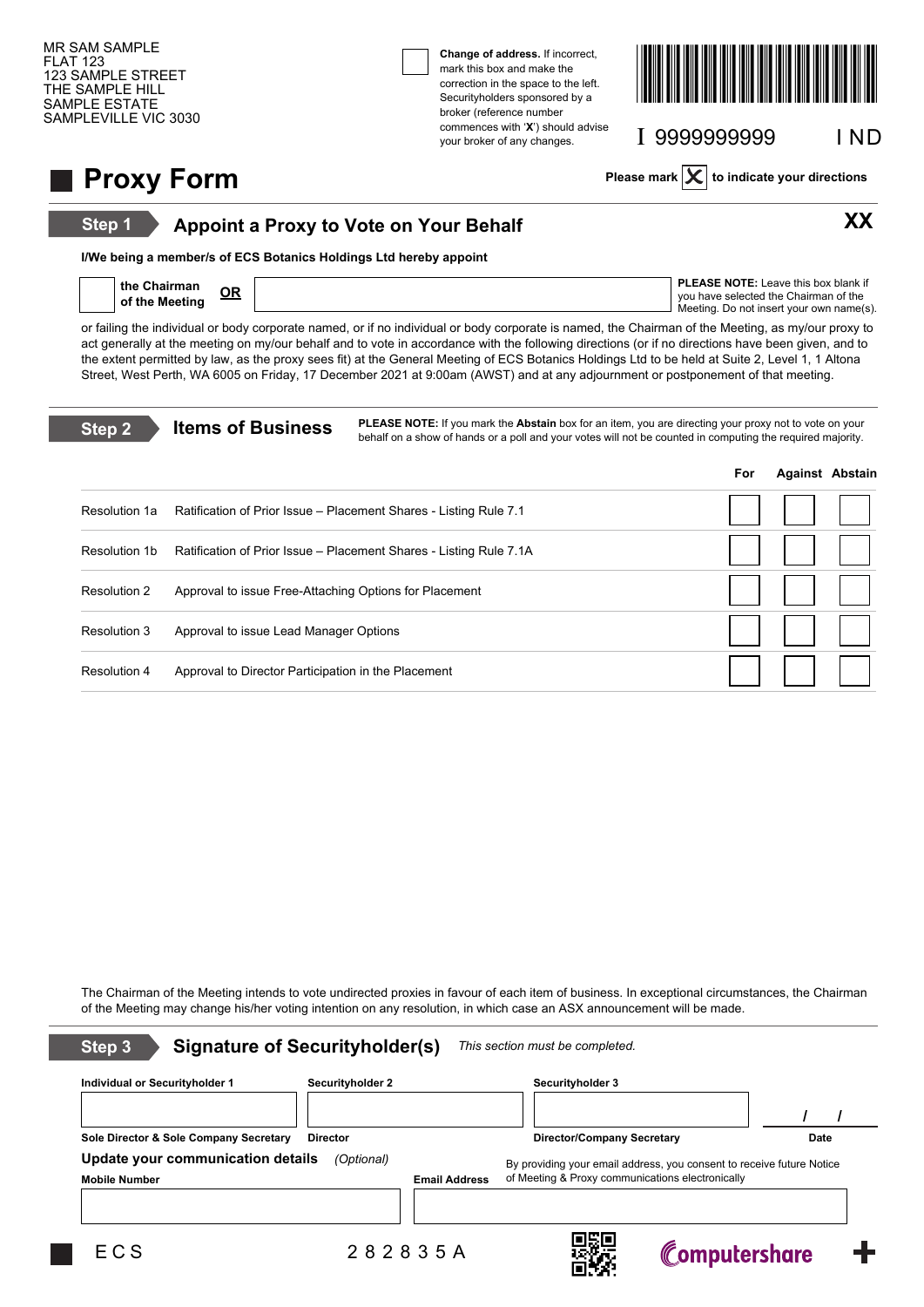MR SAM SAMPLE
FLAT 123
123 SAMPLE STREET
THE SAMPLE HILL
SAMPLE ESTATE
SAMPLEVILLE VIC 3030

☐ **Change of address.** If incorrect, mark this box and make the correction in the space to the left. Securityholders sponsored by a broker (reference number commences with '**X**') should advise your broker of any changes.

I 9999999999 I ND

# Proxy Form

**Please mark ☒ to indicate your directions**

## Step 1 Appoint a Proxy to Vote on Your Behalf

**XX**

**I/We being a member/s of ECS Botanics Holdings Ltd hereby appoint**

☐ **the Chairman of the Meeting** **OR** ________________

**PLEASE NOTE:** Leave this box blank if you have selected the Chairman of the Meeting. Do not insert your own name(s).

or failing the individual or body corporate named, or if no individual or body corporate is named, the Chairman of the Meeting, as my/our proxy to act generally at the meeting on my/our behalf and to vote in accordance with the following directions (or if no directions have been given, and to the extent permitted by law, as the proxy sees fit) at the General Meeting of ECS Botanics Holdings Ltd to be held at Suite 2, Level 1, 1 Altona Street, West Perth, WA 6005 on Friday, 17 December 2021 at 9:00am (AWST) and at any adjournment or postponement of that meeting.

## Step 2 Items of Business

**PLEASE NOTE:** If you mark the **Abstain** box for an item, you are directing your proxy not to vote on your behalf on a show of hands or a poll and your votes will not be counted in computing the required majority.

| | | For | Against | Abstain |
|---|---|---|---|---|
| Resolution 1a | Ratification of Prior Issue – Placement Shares - Listing Rule 7.1 | ☐ | ☐ | ☐ |
| Resolution 1b | Ratification of Prior Issue – Placement Shares - Listing Rule 7.1A | ☐ | ☐ | ☐ |
| Resolution 2 | Approval to issue Free-Attaching Options for Placement | ☐ | ☐ | ☐ |
| Resolution 3 | Approval to issue Lead Manager Options | ☐ | ☐ | ☐ |
| Resolution 4 | Approval to Director Participation in the Placement | ☐ | ☐ | ☐ |

The Chairman of the Meeting intends to vote undirected proxies in favour of each item of business. In exceptional circumstances, the Chairman of the Meeting may change his/her voting intention on any resolution, in which case an ASX announcement will be made.

## Step 3 Signature of Securityholder(s)

*This section must be completed.*

| Individual or Securityholder 1 | Securityholder 2 | Securityholder 3 | |
|---|---|---|---|
| | | | / / |
| Sole Director & Sole Company Secretary | Director | Director/Company Secretary | Date |

**Update your communication details** *(Optional)*

By providing your email address, you consent to receive future Notice of Meeting & Proxy communications electronically

**Mobile Number** ________________ **Email Address** ________________

ECS 282835A

Computershare